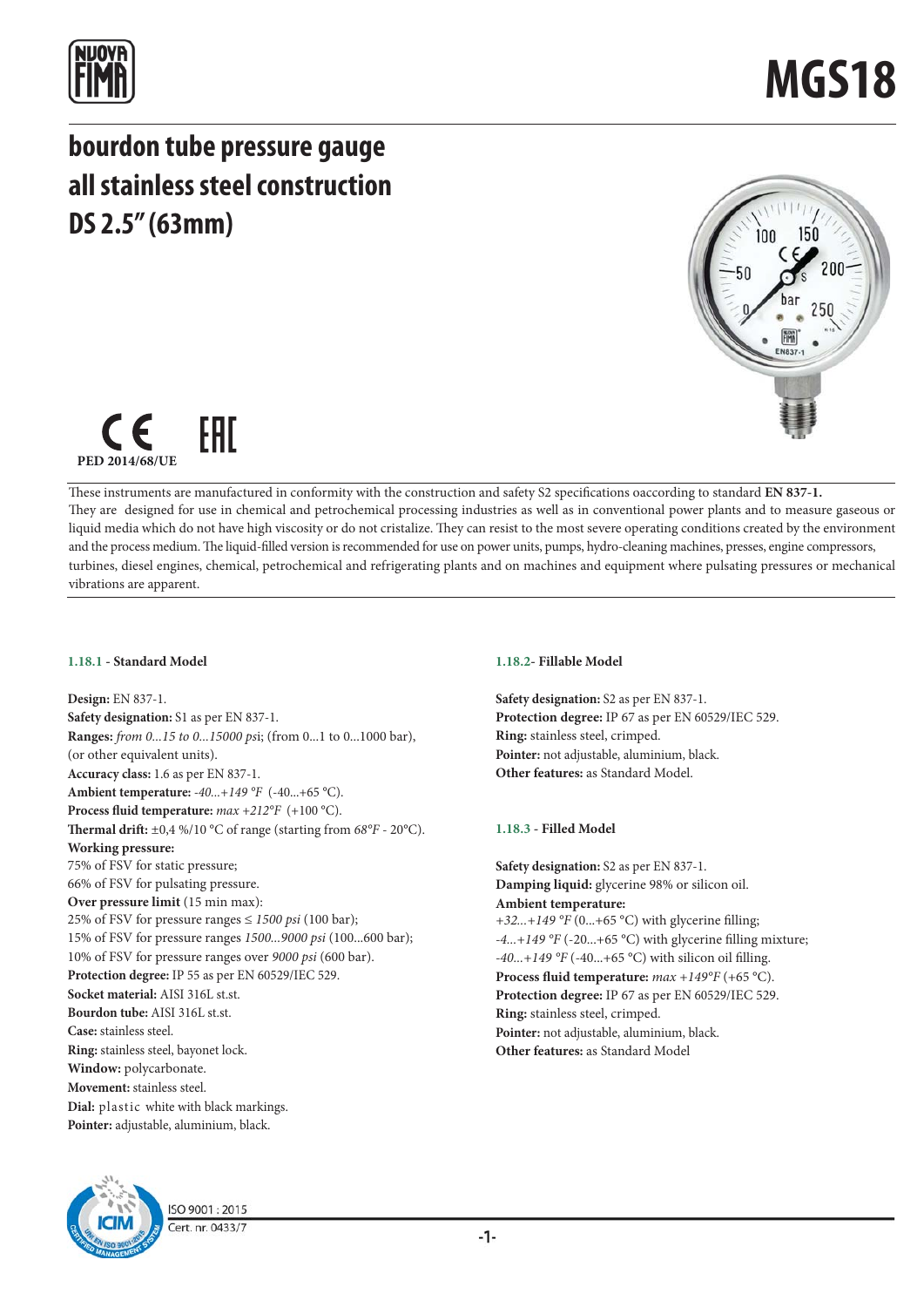# MGS18

## bourdon tube pressure gauge
## all stainless steel construction
## DS 2.5" (63mm)

PED 2014/68/UE

These instruments are manufactured in conformity with the construction and safety S2 specifications oaccording to standard **EN 837-1.**
They are designed for use in chemical and petrochemical processing industries as well as in conventional power plants and to measure gaseous or liquid media which do not have high viscosity or do not cristalize. They can resist to the most severe operating conditions created by the environment and the process medium. The liquid-filled version is recommended for use on power units, pumps, hydro-cleaning machines, presses, engine compressors, turbines, diesel engines, chemical, petrochemical and refrigerating plants and on machines and equipment where pulsating pressures or mechanical vibrations are apparent.

### 1.18.1 - Standard Model

**Design:** EN 837-1.
**Safety designation:** S1 as per EN 837-1.
**Ranges:** *from 0...15 to 0...15000 ps*i; (from 0...1 to 0...1000 bar), (or other equivalent units).
**Accuracy class:** 1.6 as per EN 837-1.
**Ambient temperature:** *-40...+149 °F* (-40...+65 °C).
**Process fluid temperature:** *max +212°F* (+100 °C).
**Thermal drift:** ±0,4 %/10 °C of range (starting from *68°F* - 20°C).
**Working pressure:**
75% of FSV for static pressure;
66% of FSV for pulsating pressure.
**Over pressure limit** (15 min max):
25% of FSV for pressure ranges ≤ *1500 psi* (100 bar);
15% of FSV for pressure ranges *1500...9000 psi* (100...600 bar);
10% of FSV for pressure ranges over *9000 psi* (600 bar).
**Protection degree:** IP 55 as per EN 60529/IEC 529.
**Socket material:** AISI 316L st.st.
**Bourdon tube:** AISI 316L st.st.
**Case:** stainless steel.
**Ring:** stainless steel, bayonet lock.
**Window:** polycarbonate.
**Movement:** stainless steel.
**Dial:** plastic white with black markings.
**Pointer:** adjustable, aluminium, black.

### 1.18.2- Fillable Model

**Safety designation:** S2 as per EN 837-1.
**Protection degree:** IP 67 as per EN 60529/IEC 529.
**Ring:** stainless steel, crimped.
**Pointer:** not adjustable, aluminium, black.
**Other features:** as Standard Model.

### 1.18.3 - Filled Model

**Safety designation:** S2 as per EN 837-1.
**Damping liquid:** glycerine 98% or silicon oil.
**Ambient temperature:**
*+32...+149 °F* (0...+65 °C) with glycerine filling;
*-4...+149 °F* (-20...+65 °C) with glycerine filling mixture;
*-40...+149 °F* (-40...+65 °C) with silicon oil filling.
**Process fluid temperature:** *max +149°F* (+65 °C).
**Protection degree:** IP 67 as per EN 60529/IEC 529.
**Ring:** stainless steel, crimped.
**Pointer:** not adjustable, aluminium, black.
**Other features:** as Standard Model

ISO 9001 : 2015
Cert. nr. 0433/7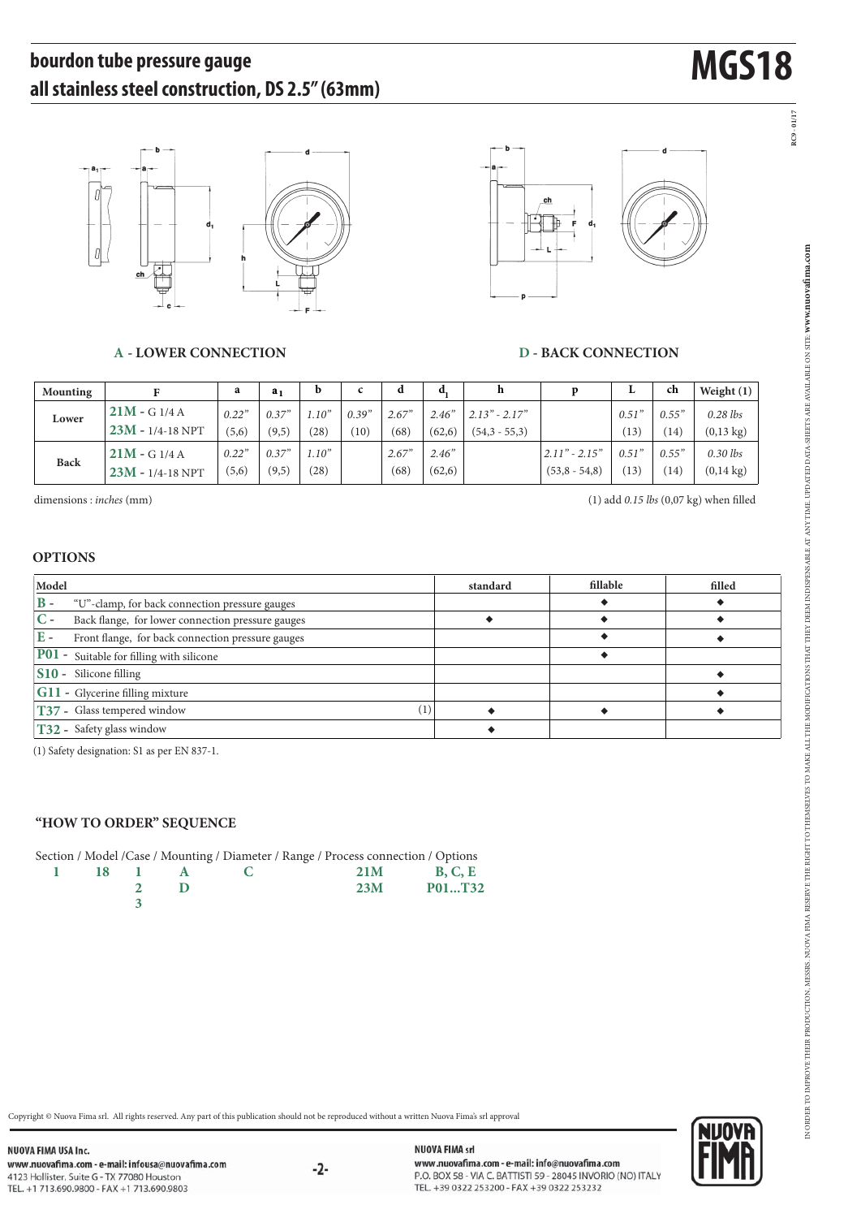# bourdon tube pressure gauge
# all stainless steel construction, DS 2.5" (63mm)

# MGS18

A - LOWER CONNECTION

D - BACK CONNECTION

| Mounting | F | a | $a_1$ | b | c | d | $d_1$ | h | p | L | ch | Weight (1) |
|---|---|---|---|---|---|---|---|---|---|---|---|---|
| Lower | 21M - G 1/4 A<br>23M - 1/4-18 NPT | *0.22"*<br>(5,6) | *0.37"*<br>(9,5) | *1.10"*<br>(28) | *0.39"*<br>(10) | *2.67"*<br>(68) | *2.46"*<br>(62,6) | *2.13" - 2.17"*<br>(54,3 - 55,3) | | *0.51"*<br>(13) | *0.55"*<br>(14) | *0.28 lbs*<br>(0,13 kg) |
| Back | 21M - G 1/4 A<br>23M - 1/4-18 NPT | *0.22"*<br>(5,6) | *0.37"*<br>(9,5) | *1.10"*<br>(28) | | *2.67"*<br>(68) | *2.46"*<br>(62,6) | | *2.11" - 2.15"*<br>(53,8 - 54,8) | *0.51"*<br>(13) | *0.55"*<br>(14) | *0.30 lbs*<br>(0,14 kg) |

dimensions : *inches* (mm)

(1) add *0.15 lbs* (0,07 kg) when filled

## OPTIONS

| Model | standard | fillable | filled |
|---|---|---|---|
| B - "U"-clamp, for back connection pressure gauges | | ◆ | ◆ |
| C - Back flange, for lower connection pressure gauges | ◆ | ◆ | ◆ |
| E - Front flange, for back connection pressure gauges | | ◆ | ◆ |
| P01 - Suitable for filling with silicone | | ◆ | |
| S10 - Silicone filling | | | ◆ |
| G11 - Glycerine filling mixture | | | ◆ |
| T37 - Glass tempered window (1) | ◆ | ◆ | ◆ |
| T32 - Safety glass window | ◆ | | |

(1) Safety designation: S1 as per EN 837-1.

## "HOW TO ORDER" SEQUENCE

| Section | Model | Case | Mounting | Diameter | Range | Process connection | Options |
|---|---|---|---|---|---|---|---|
| 1 | 18 | 1 | A | C | | 21M | B, C, E |
| | | 2 | D | | | 23M | P01...T32 |
| | | 3 | | | | | |

Copyright © Nuova Fima srl. All rights reserved. Any part of this publication should not be reproduced without a written Nuova Fima's srl approval

**NUOVA FIMA USA Inc.**
www.nuovafima.com - e-mail: infousa@nuovafima.com
4123 Hollister, Suite G - TX 77080 Houston
TEL. +1 713.690.9800 - FAX +1 713.690.9803

**NUOVA FIMA srl**
www.nuovafima.com - e-mail: info@nuovafima.com
P.O. BOX 58 - VIA C. BATTISTI 59 - 28045 INVORIO (NO) ITALY
TEL. +39 0322 253200 - FAX +39 0322 253232

IN ORDER TO IMPROVE THEIR PRODUCTION, MESSRS. NUOVA FIMA RESERVE THE RIGHT TO THEMSELVES TO MAKE ALL THE MODIFICATIONS THAT THEY DEEM INDISPENSABLE AT ANY TIME. UPDATED DATA SHEETS ARE AVAILABLE ON SITE **www.nuovafima.com**